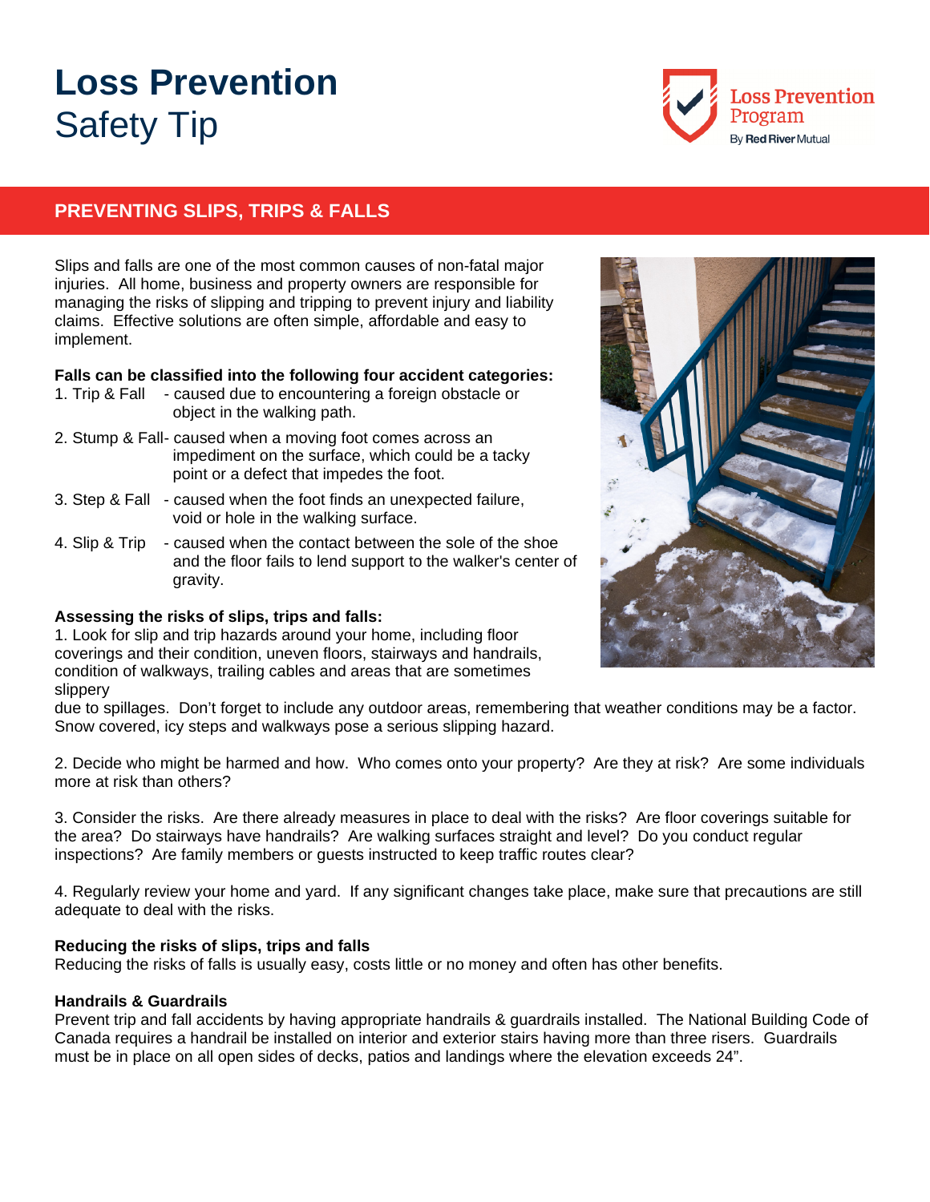# Loss Prevention
Safety Tip

## PREVENTING SLIPS, TRIPS & FALLS

Slips and falls are one of the most common causes of non-fatal major injuries. All home, business and property owners are responsible for managing the risks of slipping and tripping to prevent injury and liability claims. Effective solutions are often simple, affordable and easy to implement.

**Falls can be classified into the following four accident categories:**

1. Trip & Fall - caused due to encountering a foreign obstacle or object in the walking path.
2. Stump & Fall- caused when a moving foot comes across an impediment on the surface, which could be a tacky point or a defect that impedes the foot.
3. Step & Fall - caused when the foot finds an unexpected failure, void or hole in the walking surface.
4. Slip & Trip - caused when the contact between the sole of the shoe and the floor fails to lend support to the walker's center of gravity.

**Assessing the risks of slips, trips and falls:**

1. Look for slip and trip hazards around your home, including floor coverings and their condition, uneven floors, stairways and handrails, condition of walkways, trailing cables and areas that are sometimes slippery due to spillages. Don't forget to include any outdoor areas, remembering that weather conditions may be a factor. Snow covered, icy steps and walkways pose a serious slipping hazard.

2. Decide who might be harmed and how. Who comes onto your property? Are they at risk? Are some individuals more at risk than others?

3. Consider the risks. Are there already measures in place to deal with the risks? Are floor coverings suitable for the area? Do stairways have handrails? Are walking surfaces straight and level? Do you conduct regular inspections? Are family members or guests instructed to keep traffic routes clear?

4. Regularly review your home and yard. If any significant changes take place, make sure that precautions are still adequate to deal with the risks.

**Reducing the risks of slips, trips and falls**

Reducing the risks of falls is usually easy, costs little or no money and often has other benefits.

**Handrails & Guardrails**

Prevent trip and fall accidents by having appropriate handrails & guardrails installed. The National Building Code of Canada requires a handrail be installed on interior and exterior stairs having more than three risers. Guardrails must be in place on all open sides of decks, patios and landings where the elevation exceeds 24".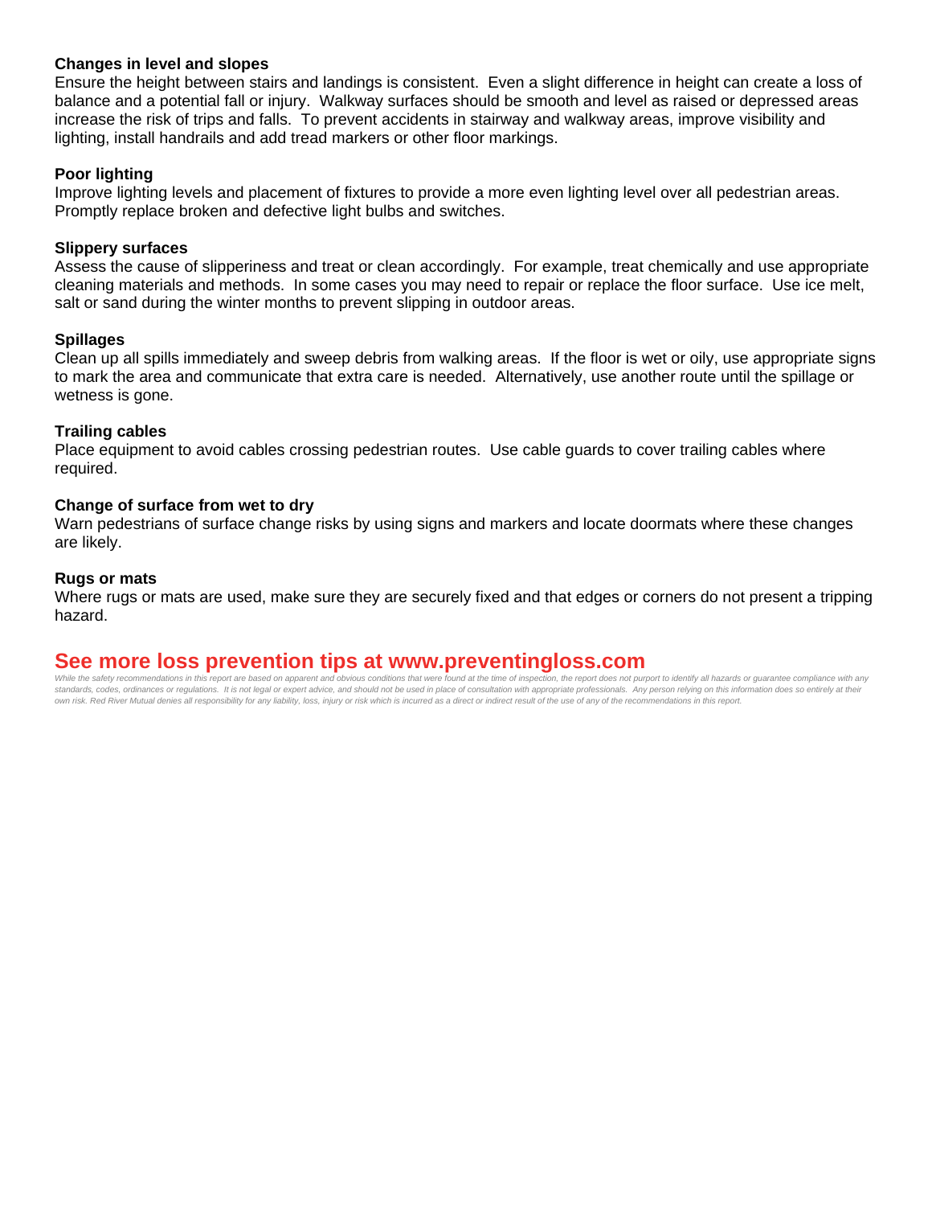**Changes in level and slopes**

Ensure the height between stairs and landings is consistent. Even a slight difference in height can create a loss of balance and a potential fall or injury. Walkway surfaces should be smooth and level as raised or depressed areas increase the risk of trips and falls. To prevent accidents in stairway and walkway areas, improve visibility and lighting, install handrails and add tread markers or other floor markings.

**Poor lighting**

Improve lighting levels and placement of fixtures to provide a more even lighting level over all pedestrian areas. Promptly replace broken and defective light bulbs and switches.

**Slippery surfaces**

Assess the cause of slipperiness and treat or clean accordingly. For example, treat chemically and use appropriate cleaning materials and methods. In some cases you may need to repair or replace the floor surface. Use ice melt, salt or sand during the winter months to prevent slipping in outdoor areas.

**Spillages**

Clean up all spills immediately and sweep debris from walking areas. If the floor is wet or oily, use appropriate signs to mark the area and communicate that extra care is needed. Alternatively, use another route until the spillage or wetness is gone.

**Trailing cables**

Place equipment to avoid cables crossing pedestrian routes. Use cable guards to cover trailing cables where required.

**Change of surface from wet to dry**

Warn pedestrians of surface change risks by using signs and markers and locate doormats where these changes are likely.

**Rugs or mats**

Where rugs or mats are used, make sure they are securely fixed and that edges or corners do not present a tripping hazard.

## See more loss prevention tips at www.preventingloss.com

*While the safety recommendations in this report are based on apparent and obvious conditions that were found at the time of inspection, the report does not purport to identify all hazards or guarantee compliance with any standards, codes, ordinances or regulations. It is not legal or expert advice, and should not be used in place of consultation with appropriate professionals. Any person relying on this information does so entirely at their own risk. Red River Mutual denies all responsibility for any liability, loss, injury or risk which is incurred as a direct or indirect result of the use of any of the recommendations in this report.*